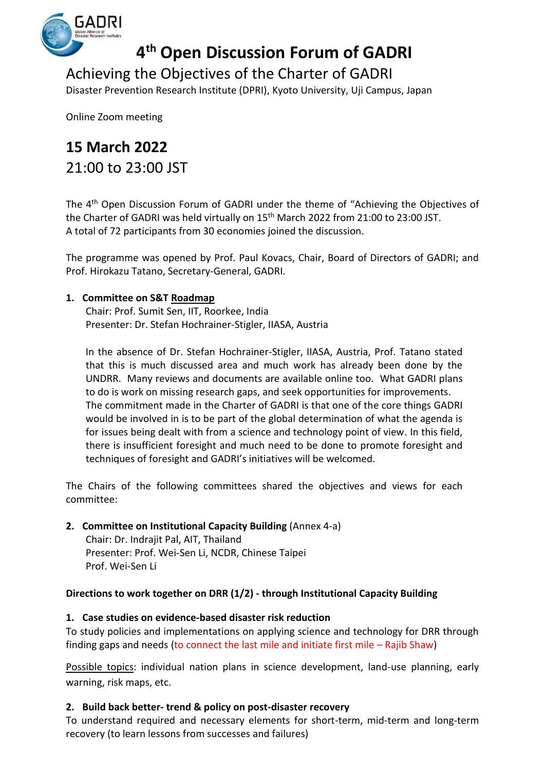# 4th Open Discussion Forum of GADRI

## Achieving the Objectives of the Charter of GADRI

Disaster Prevention Research Institute (DPRI), Kyoto University, Uji Campus, Japan

Online Zoom meeting

## 15 March 2022

## 21:00 to 23:00 JST

The 4th Open Discussion Forum of GADRI under the theme of "Achieving the Objectives of the Charter of GADRI was held virtually on 15th March 2022 from 21:00 to 23:00 JST. A total of 72 participants from 30 economies joined the discussion.

The programme was opened by Prof. Paul Kovacs, Chair, Board of Directors of GADRI; and Prof. Hirokazu Tatano, Secretary-General, GADRI.

1. **Committee on S&T Roadmap**

   Chair: Prof. Sumit Sen, IIT, Roorkee, India
   Presenter: Dr. Stefan Hochrainer-Stigler, IIASA, Austria

   In the absence of Dr. Stefan Hochrainer-Stigler, IIASA, Austria, Prof. Tatano stated that this is much discussed area and much work has already been done by the UNDRR. Many reviews and documents are available online too. What GADRI plans to do is work on missing research gaps, and seek opportunities for improvements. The commitment made in the Charter of GADRI is that one of the core things GADRI would be involved in is to be part of the global determination of what the agenda is for issues being dealt with from a science and technology point of view. In this field, there is insufficient foresight and much need to be done to promote foresight and techniques of foresight and GADRI's initiatives will be welcomed.

The Chairs of the following committees shared the objectives and views for each committee:

2. **Committee on Institutional Capacity Building** (Annex 4-a)

   Chair: Dr. Indrajit Pal, AIT, Thailand
   Presenter: Prof. Wei-Sen Li, NCDR, Chinese Taipei
   Prof. Wei-Sen Li

**Directions to work together on DRR (1/2) - through Institutional Capacity Building**

**1. Case studies on evidence-based disaster risk reduction**

To study policies and implementations on applying science and technology for DRR through finding gaps and needs (to connect the last mile and initiate first mile – Rajib Shaw)

Possible topics: individual nation plans in science development, land-use planning, early warning, risk maps, etc.

**2. Build back better- trend & policy on post-disaster recovery**

To understand required and necessary elements for short-term, mid-term and long-term recovery (to learn lessons from successes and failures)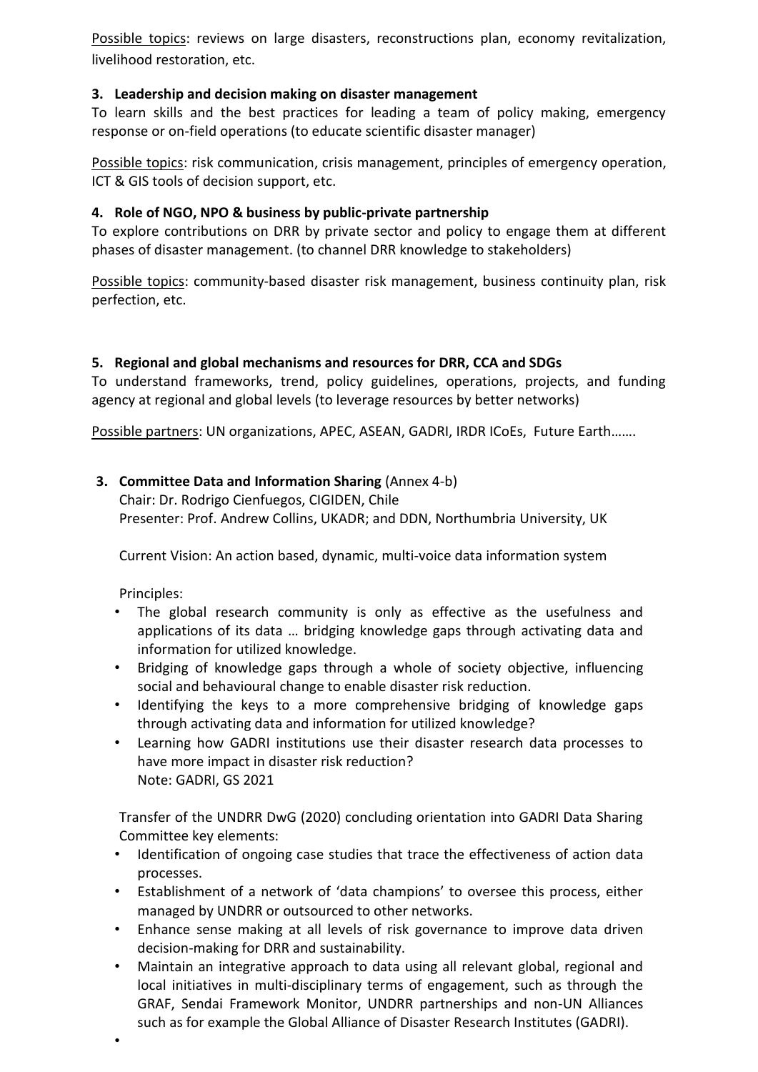Possible topics: reviews on large disasters, reconstructions plan, economy revitalization, livelihood restoration, etc.

**3. Leadership and decision making on disaster management**

To learn skills and the best practices for leading a team of policy making, emergency response or on-field operations (to educate scientific disaster manager)

Possible topics: risk communication, crisis management, principles of emergency operation, ICT & GIS tools of decision support, etc.

**4. Role of NGO, NPO & business by public-private partnership**

To explore contributions on DRR by private sector and policy to engage them at different phases of disaster management. (to channel DRR knowledge to stakeholders)

Possible topics: community-based disaster risk management, business continuity plan, risk perfection, etc.

**5. Regional and global mechanisms and resources for DRR, CCA and SDGs**

To understand frameworks, trend, policy guidelines, operations, projects, and funding agency at regional and global levels (to leverage resources by better networks)

Possible partners: UN organizations, APEC, ASEAN, GADRI, IRDR ICoEs, Future Earth…….

**3. Committee Data and Information Sharing** (Annex 4-b)

Chair: Dr. Rodrigo Cienfuegos, CIGIDEN, Chile
Presenter: Prof. Andrew Collins, UKADR; and DDN, Northumbria University, UK

Current Vision: An action based, dynamic, multi-voice data information system

Principles:

- The global research community is only as effective as the usefulness and applications of its data … bridging knowledge gaps through activating data and information for utilized knowledge.
- Bridging of knowledge gaps through a whole of society objective, influencing social and behavioural change to enable disaster risk reduction.
- Identifying the keys to a more comprehensive bridging of knowledge gaps through activating data and information for utilized knowledge?
- Learning how GADRI institutions use their disaster research data processes to have more impact in disaster risk reduction?
  Note: GADRI, GS 2021

Transfer of the UNDRR DwG (2020) concluding orientation into GADRI Data Sharing Committee key elements:

- Identification of ongoing case studies that trace the effectiveness of action data processes.
- Establishment of a network of 'data champions' to oversee this process, either managed by UNDRR or outsourced to other networks.
- Enhance sense making at all levels of risk governance to improve data driven decision-making for DRR and sustainability.
- Maintain an integrative approach to data using all relevant global, regional and local initiatives in multi-disciplinary terms of engagement, such as through the GRAF, Sendai Framework Monitor, UNDRR partnerships and non-UN Alliances such as for example the Global Alliance of Disaster Research Institutes (GADRI).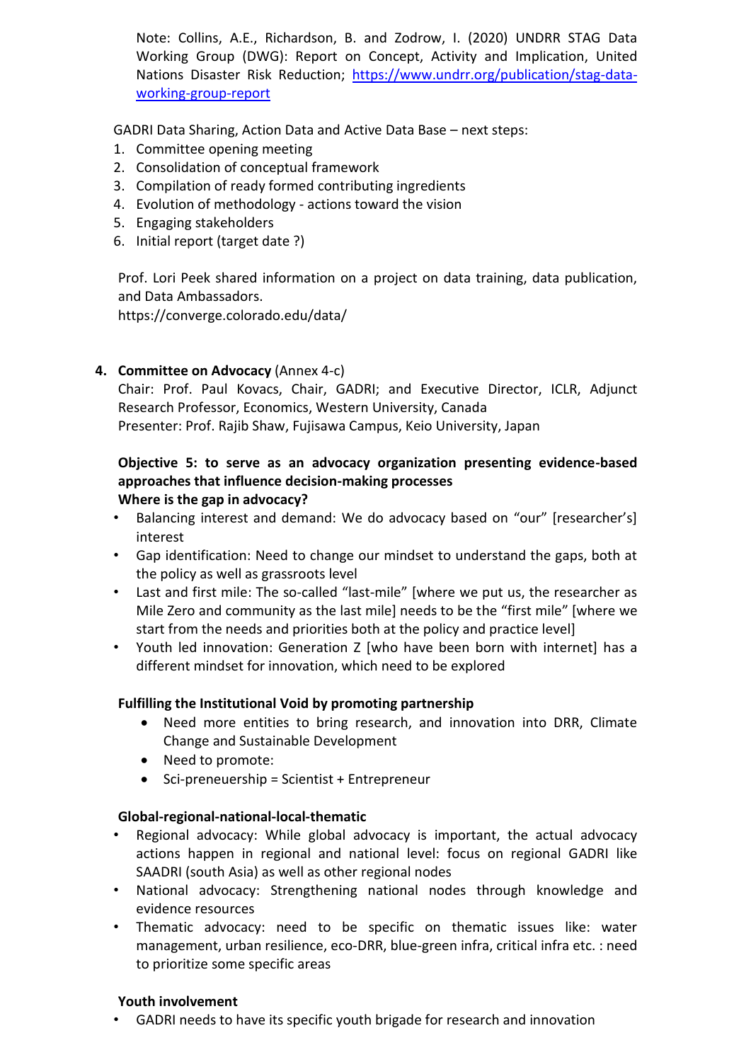Note: Collins, A.E., Richardson, B. and Zodrow, I. (2020) UNDRR STAG Data Working Group (DWG): Report on Concept, Activity and Implication, United Nations Disaster Risk Reduction; [https://www.undrr.org/publication/stag-data-working-group-report](https://www.undrr.org/publication/stag-data-working-group-report)

GADRI Data Sharing, Action Data and Active Data Base – next steps:

1. Committee opening meeting
2. Consolidation of conceptual framework
3. Compilation of ready formed contributing ingredients
4. Evolution of methodology - actions toward the vision
5. Engaging stakeholders
6. Initial report (target date ?)

Prof. Lori Peek shared information on a project on data training, data publication, and Data Ambassadors.
https://converge.colorado.edu/data/

4. **Committee on Advocacy** (Annex 4-c)
Chair: Prof. Paul Kovacs, Chair, GADRI; and Executive Director, ICLR, Adjunct Research Professor, Economics, Western University, Canada
Presenter: Prof. Rajib Shaw, Fujisawa Campus, Keio University, Japan

**Objective 5: to serve as an advocacy organization presenting evidence-based approaches that influence decision-making processes**
**Where is the gap in advocacy?**

- Balancing interest and demand: We do advocacy based on "our" [researcher's] interest
- Gap identification: Need to change our mindset to understand the gaps, both at the policy as well as grassroots level
- Last and first mile: The so-called "last-mile" [where we put us, the researcher as Mile Zero and community as the last mile] needs to be the "first mile" [where we start from the needs and priorities both at the policy and practice level]
- Youth led innovation: Generation Z [who have been born with internet] has a different mindset for innovation, which need to be explored

**Fulfilling the Institutional Void by promoting partnership**

- Need more entities to bring research, and innovation into DRR, Climate Change and Sustainable Development
- Need to promote:
- Sci-preneuership = Scientist + Entrepreneur

**Global-regional-national-local-thematic**

- Regional advocacy: While global advocacy is important, the actual advocacy actions happen in regional and national level: focus on regional GADRI like SAADRI (south Asia) as well as other regional nodes
- National advocacy: Strengthening national nodes through knowledge and evidence resources
- Thematic advocacy: need to be specific on thematic issues like: water management, urban resilience, eco-DRR, blue-green infra, critical infra etc. : need to prioritize some specific areas

**Youth involvement**

- GADRI needs to have its specific youth brigade for research and innovation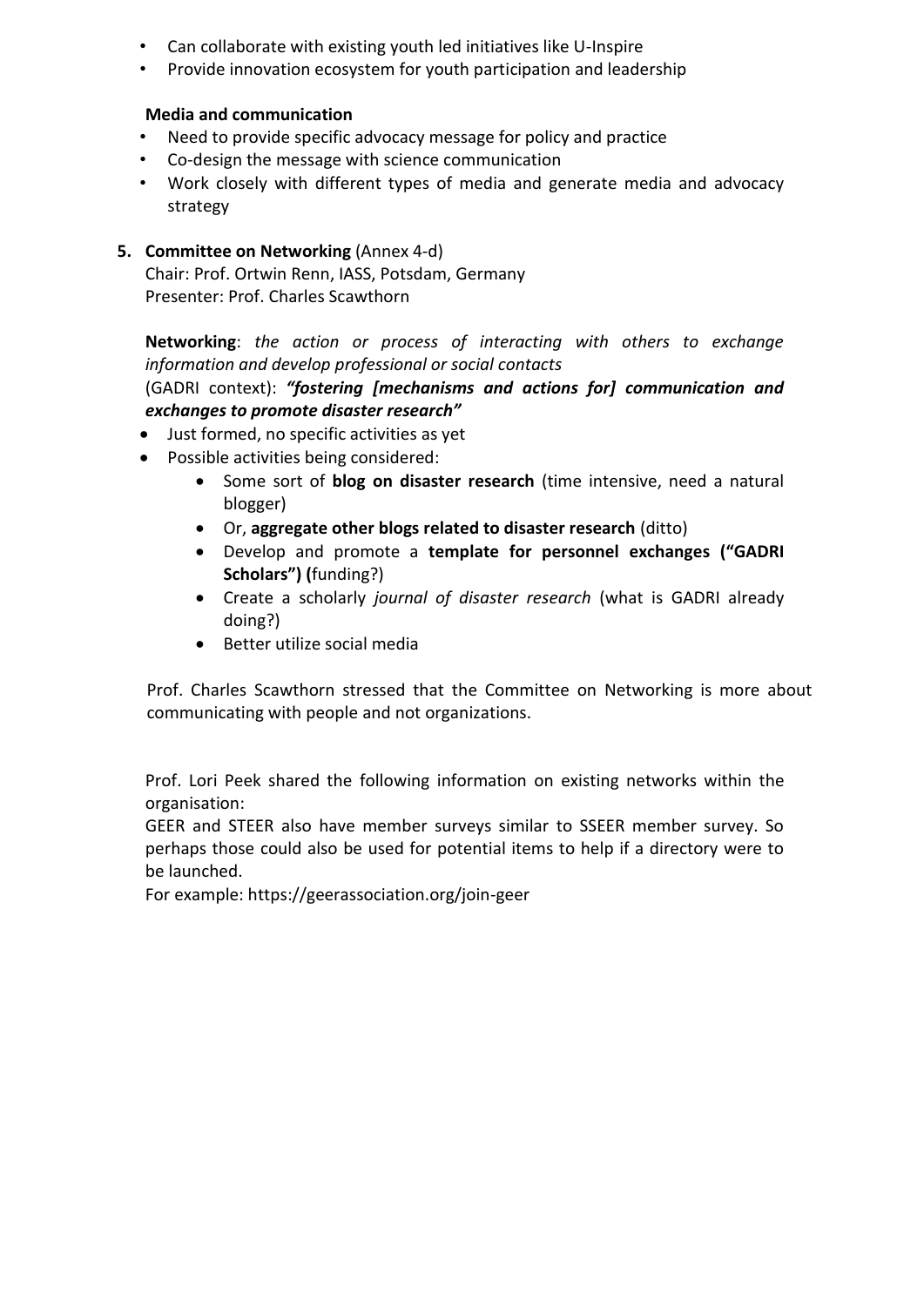- Can collaborate with existing youth led initiatives like U-Inspire
- Provide innovation ecosystem for youth participation and leadership

**Media and communication**

- Need to provide specific advocacy message for policy and practice
- Co-design the message with science communication
- Work closely with different types of media and generate media and advocacy strategy

**5. Committee on Networking** (Annex 4-d)
Chair: Prof. Ortwin Renn, IASS, Potsdam, Germany
Presenter: Prof. Charles Scawthorn

**Networking**: *the action or process of interacting with others to exchange information and develop professional or social contacts*
(GADRI context): ***"fostering [mechanisms and actions for] communication and exchanges to promote disaster research"***

- Just formed, no specific activities as yet
- Possible activities being considered:
  - Some sort of **blog on disaster research** (time intensive, need a natural blogger)
  - Or, **aggregate other blogs related to disaster research** (ditto)
  - Develop and promote a **template for personnel exchanges ("GADRI Scholars") (**funding?)
  - Create a scholarly *journal of disaster research* (what is GADRI already doing?)
  - Better utilize social media

Prof. Charles Scawthorn stressed that the Committee on Networking is more about communicating with people and not organizations.

Prof. Lori Peek shared the following information on existing networks within the organisation:
GEER and STEER also have member surveys similar to SSEER member survey. So perhaps those could also be used for potential items to help if a directory were to be launched.
For example: https://geerassociation.org/join-geer